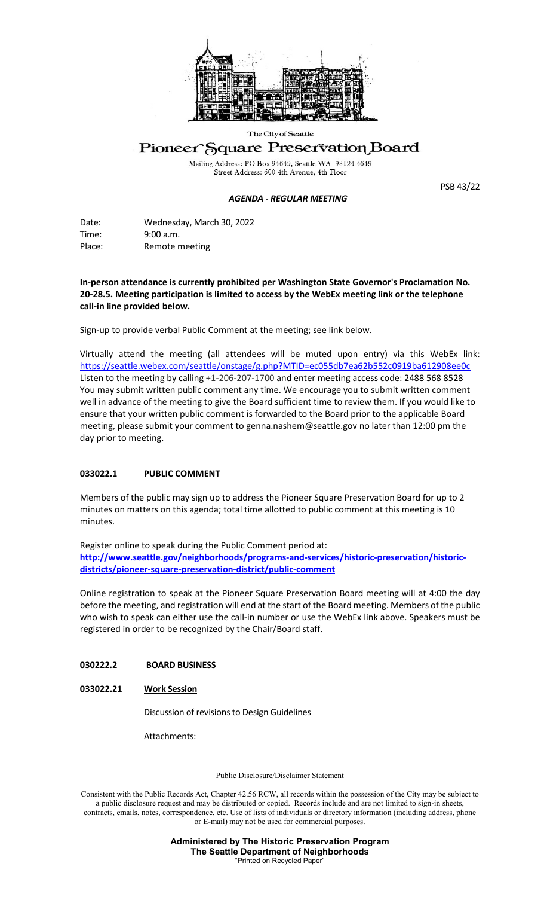The City of Seattle

# Pioneer Square Preservation Board

Mailing Address: PO Box 94649, Seattle WA 98124-4649
Street Address: 600 4th Avenue, 4th Floor

PSB 43/22

***AGENDA - REGULAR MEETING***

Date: Wednesday, March 30, 2022
Time: 9:00 a.m.
Place: Remote meeting

**In-person attendance is currently prohibited per Washington State Governor's Proclamation No. 20-28.5. Meeting participation is limited to access by the WebEx meeting link or the telephone call-in line provided below.**

Sign-up to provide verbal Public Comment at the meeting; see link below.

Virtually attend the meeting (all attendees will be muted upon entry) via this WebEx link: https://seattle.webex.com/seattle/onstage/g.php?MTID=ec055db7ea62b552c0919ba612908ee0c
Listen to the meeting by calling +1-206-207-1700 and enter meeting access code: 2488 568 8528
You may submit written public comment any time. We encourage you to submit written comment well in advance of the meeting to give the Board sufficient time to review them. If you would like to ensure that your written public comment is forwarded to the Board prior to the applicable Board meeting, please submit your comment to genna.nashem@seattle.gov no later than 12:00 pm the day prior to meeting.

## 033022.1 PUBLIC COMMENT

Members of the public may sign up to address the Pioneer Square Preservation Board for up to 2 minutes on matters on this agenda; total time allotted to public comment at this meeting is 10 minutes.

Register online to speak during the Public Comment period at:
**http://www.seattle.gov/neighborhoods/programs-and-services/historic-preservation/historic-districts/pioneer-square-preservation-district/public-comment**

Online registration to speak at the Pioneer Square Preservation Board meeting will at 4:00 the day before the meeting, and registration will end at the start of the Board meeting. Members of the public who wish to speak can either use the call-in number or use the WebEx link above. Speakers must be registered in order to be recognized by the Chair/Board staff.

## 030222.2 BOARD BUSINESS

### 033022.21 Work Session

Discussion of revisions to Design Guidelines

Attachments:

Public Disclosure/Disclaimer Statement

Consistent with the Public Records Act, Chapter 42.56 RCW, all records within the possession of the City may be subject to a public disclosure request and may be distributed or copied. Records include and are not limited to sign-in sheets, contracts, emails, notes, correspondence, etc. Use of lists of individuals or directory information (including address, phone or E-mail) may not be used for commercial purposes.

**Administered by The Historic Preservation Program**
**The Seattle Department of Neighborhoods**
"Printed on Recycled Paper"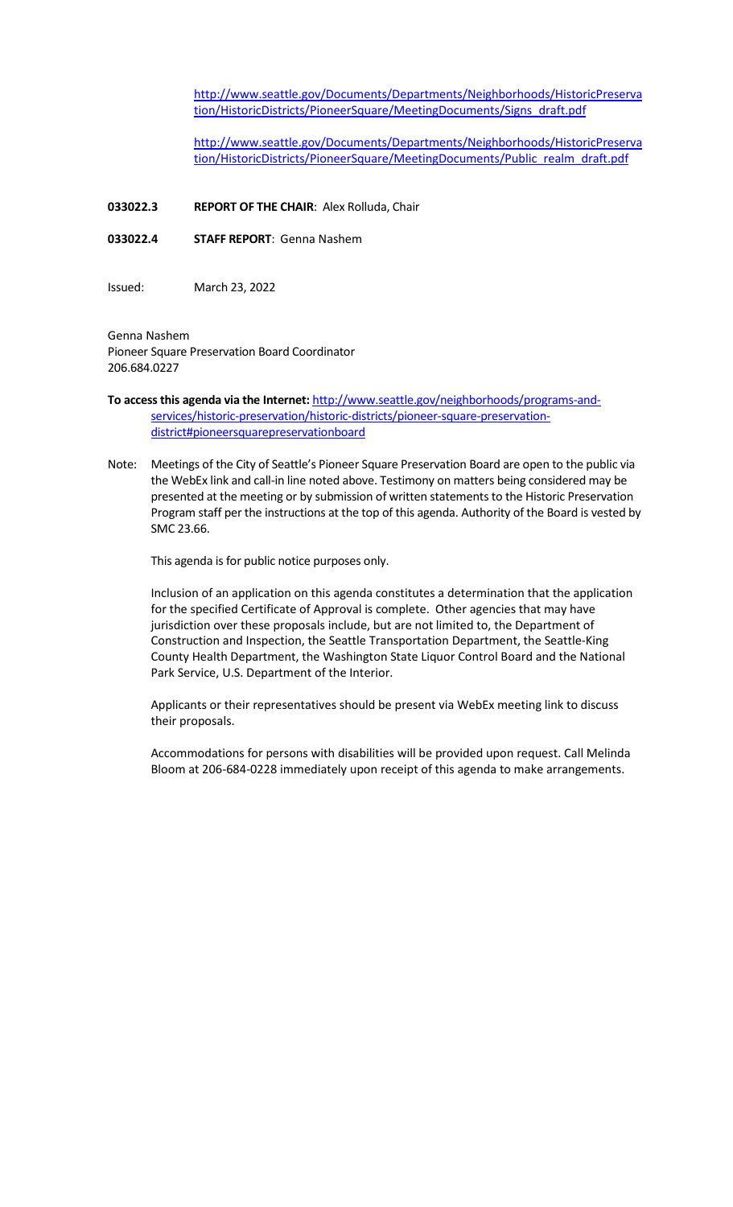http://www.seattle.gov/Documents/Departments/Neighborhoods/HistoricPreservation/HistoricDistricts/PioneerSquare/MeetingDocuments/Signs_draft.pdf

http://www.seattle.gov/Documents/Departments/Neighborhoods/HistoricPreservation/HistoricDistricts/PioneerSquare/MeetingDocuments/Public_realm_draft.pdf

**033022.3** **REPORT OF THE CHAIR**: Alex Rolluda, Chair

**033022.4** **STAFF REPORT**: Genna Nashem

Issued: March 23, 2022

Genna Nashem
Pioneer Square Preservation Board Coordinator
206.684.0227

**To access this agenda via the Internet:** http://www.seattle.gov/neighborhoods/programs-and-services/historic-preservation/historic-districts/pioneer-square-preservation-district#pioneersquarepreservationboard

Note: Meetings of the City of Seattle's Pioneer Square Preservation Board are open to the public via the WebEx link and call-in line noted above. Testimony on matters being considered may be presented at the meeting or by submission of written statements to the Historic Preservation Program staff per the instructions at the top of this agenda. Authority of the Board is vested by SMC 23.66.

This agenda is for public notice purposes only.

Inclusion of an application on this agenda constitutes a determination that the application for the specified Certificate of Approval is complete. Other agencies that may have jurisdiction over these proposals include, but are not limited to, the Department of Construction and Inspection, the Seattle Transportation Department, the Seattle-King County Health Department, the Washington State Liquor Control Board and the National Park Service, U.S. Department of the Interior.

Applicants or their representatives should be present via WebEx meeting link to discuss their proposals.

Accommodations for persons with disabilities will be provided upon request. Call Melinda Bloom at 206-684-0228 immediately upon receipt of this agenda to make arrangements.